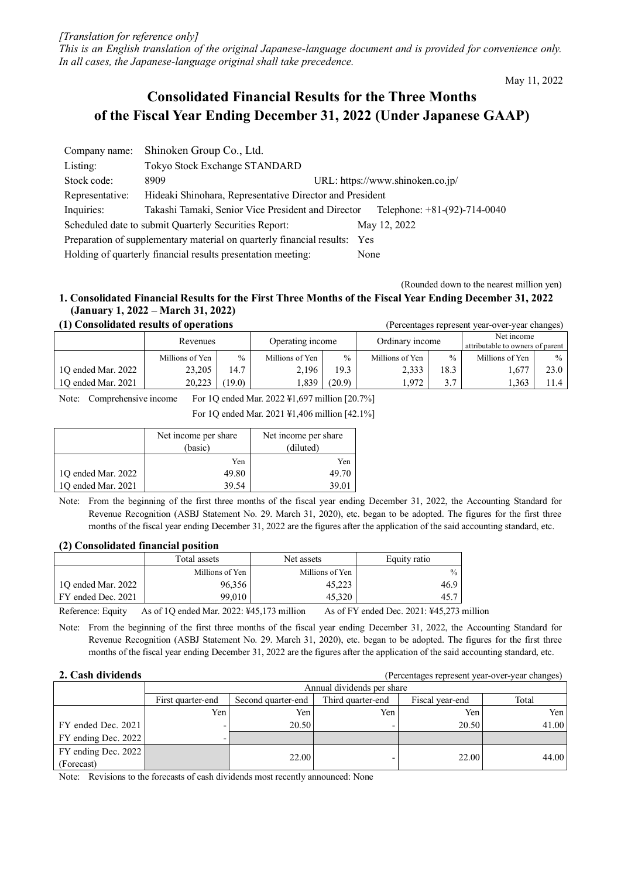*[Translation for reference only]*
*This is an English translation of the original Japanese-language document and is provided for convenience only. In all cases, the Japanese-language original shall take precedence.*

May 11, 2022

# Consolidated Financial Results for the Three Months of the Fiscal Year Ending December 31, 2022 (Under Japanese GAAP)

| | | |
|---|---|---|
| Company name: | Shinoken Group Co., Ltd. | |
| Listing: | Tokyo Stock Exchange STANDARD | |
| Stock code: | 8909 | URL: https://www.shinoken.co.jp/ |
| Representative: | Hideaki Shinohara, Representative Director and President | |
| Inquiries: | Takashi Tamaki, Senior Vice President and Director | Telephone: +81-(92)-714-0040 |

Scheduled date to submit Quarterly Securities Report: May 12, 2022
Preparation of supplementary material on quarterly financial results: Yes
Holding of quarterly financial results presentation meeting: None

(Rounded down to the nearest million yen)

## 1. Consolidated Financial Results for the First Three Months of the Fiscal Year Ending December 31, 2022 (January 1, 2022 – March 31, 2022)

### (1) Consolidated results of operations

(Percentages represent year-over-year changes)

| | Revenues | | Operating income | | Ordinary income | | Net income attributable to owners of parent | |
|---|---|---|---|---|---|---|---|---|
| | Millions of Yen | % | Millions of Yen | % | Millions of Yen | % | Millions of Yen | % |
| 1Q ended Mar. 2022 | 23,205 | 14.7 | 2,196 | 19.3 | 2,333 | 18.3 | 1,677 | 23.0 |
| 1Q ended Mar. 2021 | 20,223 | (19.0) | 1,839 | (20.9) | 1,972 | 3.7 | 1,363 | 11.4 |

Note: Comprehensive income For 1Q ended Mar. 2022 ¥1,697 million [20.7%]
For 1Q ended Mar. 2021 ¥1,406 million [42.1%]

| | Net income per share (basic) | Net income per share (diluted) |
|---|---|---|
| | Yen | Yen |
| 1Q ended Mar. 2022 | 49.80 | 49.70 |
| 1Q ended Mar. 2021 | 39.54 | 39.01 |

Note: From the beginning of the first three months of the fiscal year ending December 31, 2022, the Accounting Standard for Revenue Recognition (ASBJ Statement No. 29. March 31, 2020), etc. began to be adopted. The figures for the first three months of the fiscal year ending December 31, 2022 are the figures after the application of the said accounting standard, etc.

### (2) Consolidated financial position

| | Total assets | Net assets | Equity ratio |
|---|---|---|---|
| | Millions of Yen | Millions of Yen | % |
| 1Q ended Mar. 2022 | 96,356 | 45,223 | 46.9 |
| FY ended Dec. 2021 | 99,010 | 45,320 | 45.7 |

Reference: Equity As of 1Q ended Mar. 2022: ¥45,173 million As of FY ended Dec. 2021: ¥45,273 million

Note: From the beginning of the first three months of the fiscal year ending December 31, 2022, the Accounting Standard for Revenue Recognition (ASBJ Statement No. 29. March 31, 2020), etc. began to be adopted. The figures for the first three months of the fiscal year ending December 31, 2022 are the figures after the application of the said accounting standard, etc.

## 2. Cash dividends

(Percentages represent year-over-year changes)

| | Annual dividends per share | | | | |
|---|---|---|---|---|---|
| | First quarter-end | Second quarter-end | Third quarter-end | Fiscal year-end | Total |
| | Yen | Yen | Yen | Yen | Yen |
| FY ended Dec. 2021 | - | 20.50 | - | 20.50 | 41.00 |
| FY ending Dec. 2022 | - | | | | |
| FY ending Dec. 2022 (Forecast) | | 22.00 | - | 22.00 | 44.00 |

Note: Revisions to the forecasts of cash dividends most recently announced: None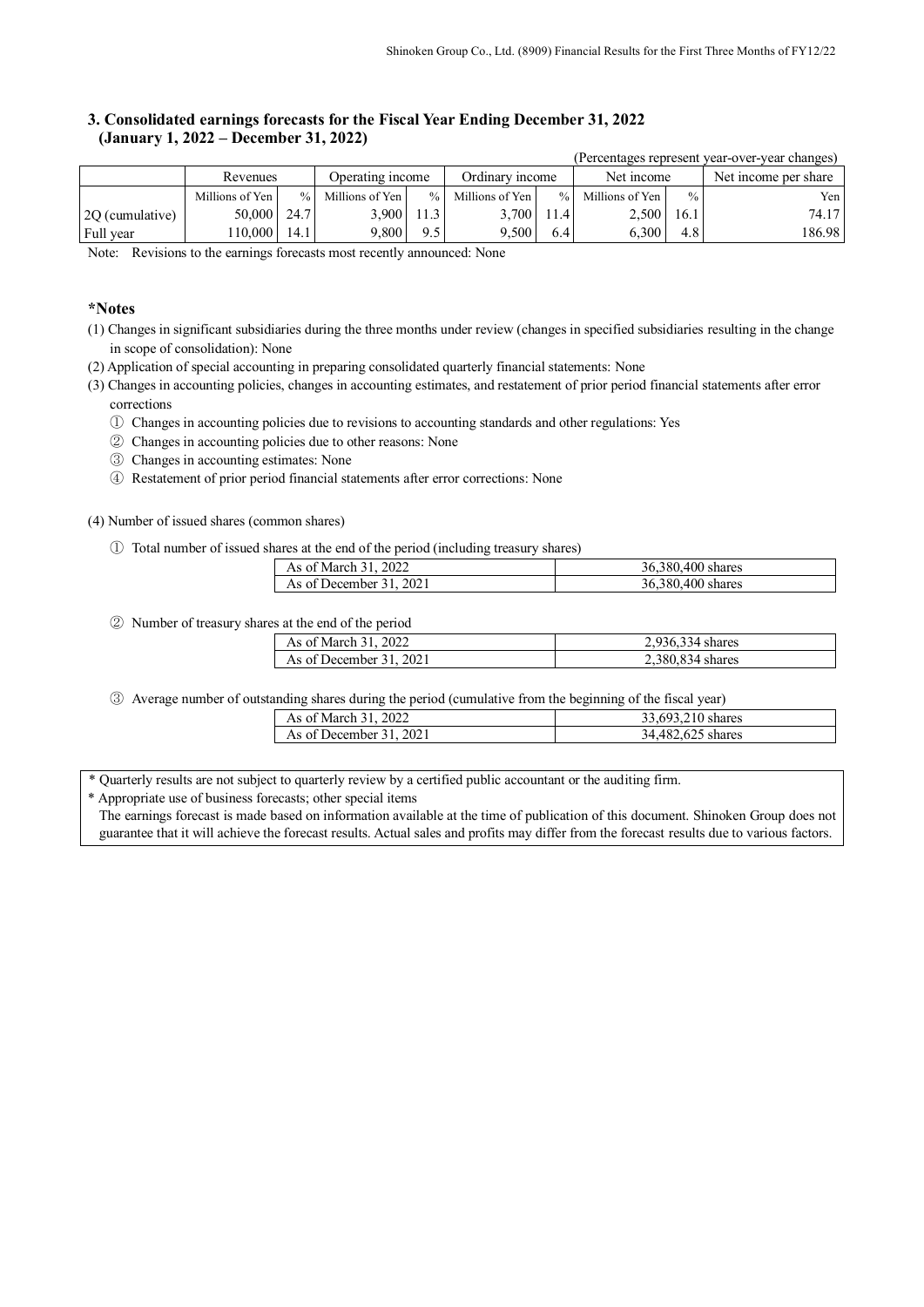### 3. Consolidated earnings forecasts for the Fiscal Year Ending December 31, 2022 (January 1, 2022 – December 31, 2022)

(Percentages represent year-over-year changes)

| | Revenues | | Operating income | | Ordinary income | | Net income | | Net income per share |
|---|---|---|---|---|---|---|---|---|---|
| | Millions of Yen | % | Millions of Yen | % | Millions of Yen | % | Millions of Yen | % | Yen |
| 2Q (cumulative) | 50,000 | 24.7 | 3,900 | 11.3 | 3,700 | 11.4 | 2,500 | 16.1 | 74.17 |
| Full year | 110,000 | 14.1 | 9,800 | 9.5 | 9,500 | 6.4 | 6,300 | 4.8 | 186.98 |

Note: Revisions to the earnings forecasts most recently announced: None

### *Notes

(1) Changes in significant subsidiaries during the three months under review (changes in specified subsidiaries resulting in the change in scope of consolidation): None

(2) Application of special accounting in preparing consolidated quarterly financial statements: None

(3) Changes in accounting policies, changes in accounting estimates, and restatement of prior period financial statements after error corrections

① Changes in accounting policies due to revisions to accounting standards and other regulations: Yes

② Changes in accounting policies due to other reasons: None

③ Changes in accounting estimates: None

④ Restatement of prior period financial statements after error corrections: None

(4) Number of issued shares (common shares)

① Total number of issued shares at the end of the period (including treasury shares)

| | |
|---|---|
| As of March 31, 2022 | 36,380,400 shares |
| As of December 31, 2021 | 36,380,400 shares |

② Number of treasury shares at the end of the period

| | |
|---|---|
| As of March 31, 2022 | 2,936,334 shares |
| As of December 31, 2021 | 2,380,834 shares |

③ Average number of outstanding shares during the period (cumulative from the beginning of the fiscal year)

| | |
|---|---|
| As of March 31, 2022 | 33,693,210 shares |
| As of December 31, 2021 | 34,482,625 shares |

* Quarterly results are not subject to quarterly review by a certified public accountant or the auditing firm.

* Appropriate use of business forecasts; other special items

The earnings forecast is made based on information available at the time of publication of this document. Shinoken Group does not guarantee that it will achieve the forecast results. Actual sales and profits may differ from the forecast results due to various factors.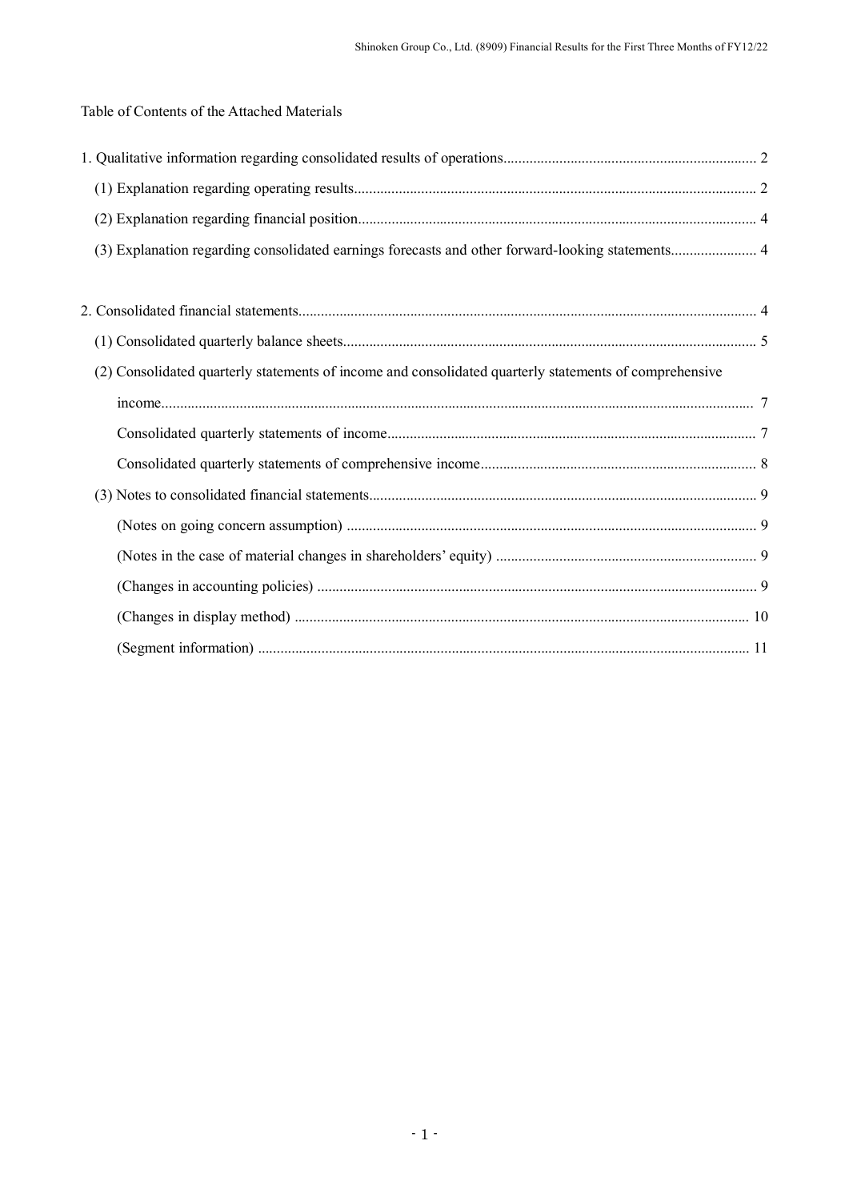Table of Contents of the Attached Materials

1. Qualitative information regarding consolidated results of operations.................................................................... 2

   (1) Explanation regarding operating results.......................................................................................................... 2

   (2) Explanation regarding financial position.......................................................................................................... 4

   (3) Explanation regarding consolidated earnings forecasts and other forward-looking statements....................... 4

2. Consolidated financial statements......................................................................................................................... 4

   (1) Consolidated quarterly balance sheets.............................................................................................................. 5

   (2) Consolidated quarterly statements of income and consolidated quarterly statements of comprehensive income.............................................................................................................................................. 7

      Consolidated quarterly statements of income.................................................................................................. 7

      Consolidated quarterly statements of comprehensive income......................................................................... 8

   (3) Notes to consolidated financial statements....................................................................................................... 9

      (Notes on going concern assumption) ............................................................................................................. 9

      (Notes in the case of material changes in shareholders' equity) ...................................................................... 9

      (Changes in accounting policies) ..................................................................................................................... 9

      (Changes in display method) ......................................................................................................................... 10

      (Segment information) .................................................................................................................................. 11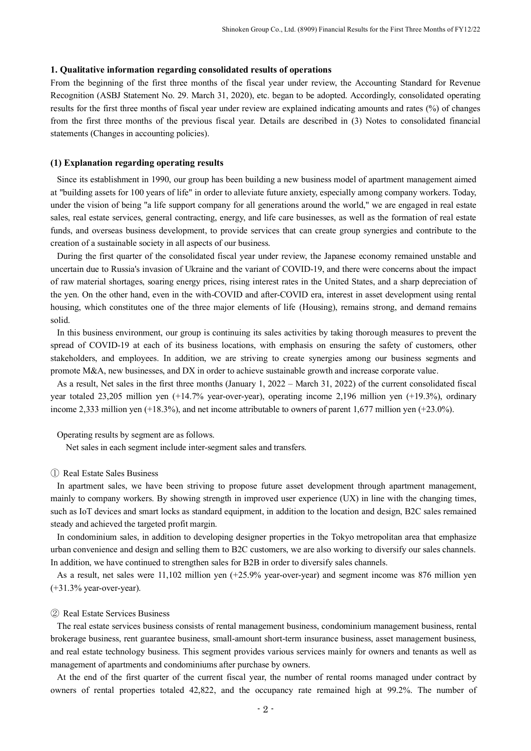## 1. Qualitative information regarding consolidated results of operations

From the beginning of the first three months of the fiscal year under review, the Accounting Standard for Revenue Recognition (ASBJ Statement No. 29. March 31, 2020), etc. began to be adopted. Accordingly, consolidated operating results for the first three months of fiscal year under review are explained indicating amounts and rates (%) of changes from the first three months of the previous fiscal year. Details are described in (3) Notes to consolidated financial statements (Changes in accounting policies).

### (1) Explanation regarding operating results

Since its establishment in 1990, our group has been building a new business model of apartment management aimed at "building assets for 100 years of life" in order to alleviate future anxiety, especially among company workers. Today, under the vision of being "a life support company for all generations around the world," we are engaged in real estate sales, real estate services, general contracting, energy, and life care businesses, as well as the formation of real estate funds, and overseas business development, to provide services that can create group synergies and contribute to the creation of a sustainable society in all aspects of our business.

During the first quarter of the consolidated fiscal year under review, the Japanese economy remained unstable and uncertain due to Russia's invasion of Ukraine and the variant of COVID-19, and there were concerns about the impact of raw material shortages, soaring energy prices, rising interest rates in the United States, and a sharp depreciation of the yen. On the other hand, even in the with-COVID and after-COVID era, interest in asset development using rental housing, which constitutes one of the three major elements of life (Housing), remains strong, and demand remains solid.

In this business environment, our group is continuing its sales activities by taking thorough measures to prevent the spread of COVID-19 at each of its business locations, with emphasis on ensuring the safety of customers, other stakeholders, and employees. In addition, we are striving to create synergies among our business segments and promote M&A, new businesses, and DX in order to achieve sustainable growth and increase corporate value.

As a result, Net sales in the first three months (January 1, 2022 – March 31, 2022) of the current consolidated fiscal year totaled 23,205 million yen (+14.7% year-over-year), operating income 2,196 million yen (+19.3%), ordinary income 2,333 million yen (+18.3%), and net income attributable to owners of parent 1,677 million yen (+23.0%).

Operating results by segment are as follows.

Net sales in each segment include inter-segment sales and transfers.

① Real Estate Sales Business

In apartment sales, we have been striving to propose future asset development through apartment management, mainly to company workers. By showing strength in improved user experience (UX) in line with the changing times, such as IoT devices and smart locks as standard equipment, in addition to the location and design, B2C sales remained steady and achieved the targeted profit margin.

In condominium sales, in addition to developing designer properties in the Tokyo metropolitan area that emphasize urban convenience and design and selling them to B2C customers, we are also working to diversify our sales channels. In addition, we have continued to strengthen sales for B2B in order to diversify sales channels.

As a result, net sales were 11,102 million yen (+25.9% year-over-year) and segment income was 876 million yen (+31.3% year-over-year).

② Real Estate Services Business

The real estate services business consists of rental management business, condominium management business, rental brokerage business, rent guarantee business, small-amount short-term insurance business, asset management business, and real estate technology business. This segment provides various services mainly for owners and tenants as well as management of apartments and condominiums after purchase by owners.

At the end of the first quarter of the current fiscal year, the number of rental rooms managed under contract by owners of rental properties totaled 42,822, and the occupancy rate remained high at 99.2%. The number of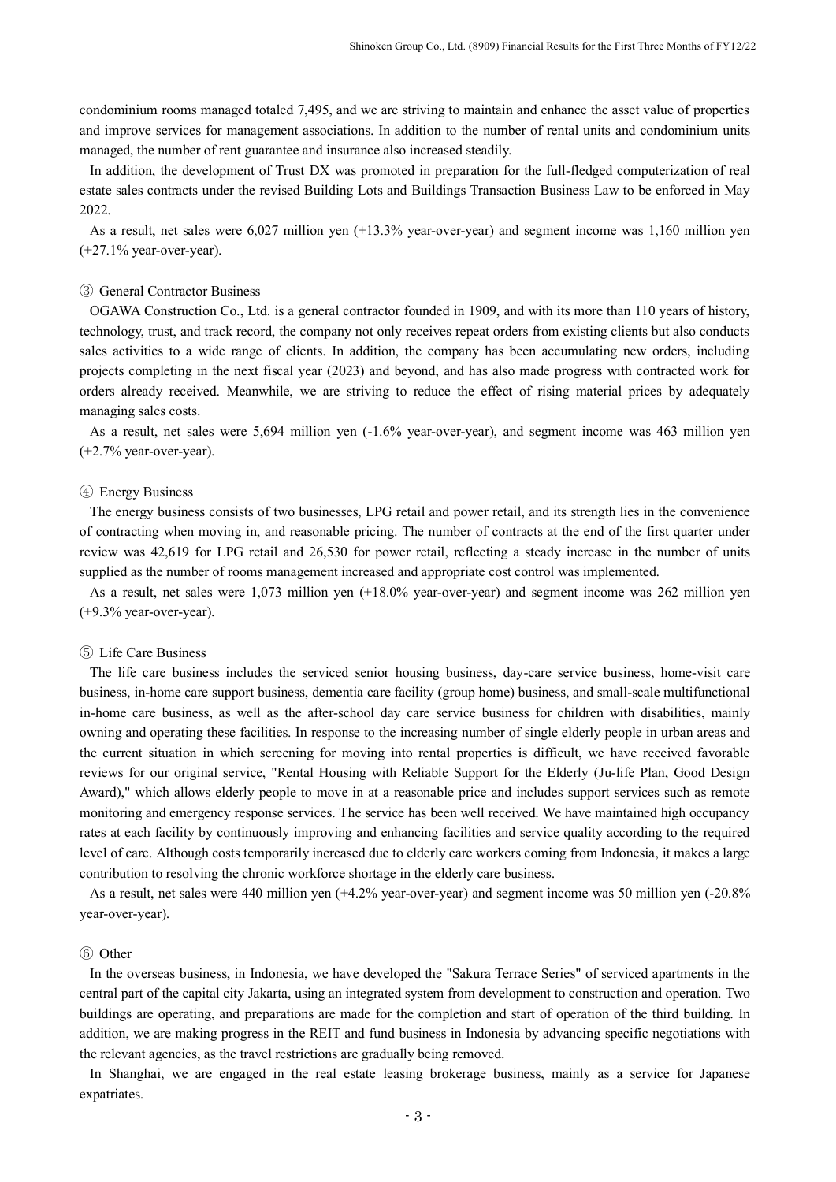condominium rooms managed totaled 7,495, and we are striving to maintain and enhance the asset value of properties and improve services for management associations. In addition to the number of rental units and condominium units managed, the number of rent guarantee and insurance also increased steadily.

In addition, the development of Trust DX was promoted in preparation for the full-fledged computerization of real estate sales contracts under the revised Building Lots and Buildings Transaction Business Law to be enforced in May 2022.

As a result, net sales were 6,027 million yen (+13.3% year-over-year) and segment income was 1,160 million yen (+27.1% year-over-year).

③ General Contractor Business

OGAWA Construction Co., Ltd. is a general contractor founded in 1909, and with its more than 110 years of history, technology, trust, and track record, the company not only receives repeat orders from existing clients but also conducts sales activities to a wide range of clients. In addition, the company has been accumulating new orders, including projects completing in the next fiscal year (2023) and beyond, and has also made progress with contracted work for orders already received. Meanwhile, we are striving to reduce the effect of rising material prices by adequately managing sales costs.

As a result, net sales were 5,694 million yen (-1.6% year-over-year), and segment income was 463 million yen (+2.7% year-over-year).

④ Energy Business

The energy business consists of two businesses, LPG retail and power retail, and its strength lies in the convenience of contracting when moving in, and reasonable pricing. The number of contracts at the end of the first quarter under review was 42,619 for LPG retail and 26,530 for power retail, reflecting a steady increase in the number of units supplied as the number of rooms management increased and appropriate cost control was implemented.

As a result, net sales were 1,073 million yen (+18.0% year-over-year) and segment income was 262 million yen (+9.3% year-over-year).

⑤ Life Care Business

The life care business includes the serviced senior housing business, day-care service business, home-visit care business, in-home care support business, dementia care facility (group home) business, and small-scale multifunctional in-home care business, as well as the after-school day care service business for children with disabilities, mainly owning and operating these facilities. In response to the increasing number of single elderly people in urban areas and the current situation in which screening for moving into rental properties is difficult, we have received favorable reviews for our original service, "Rental Housing with Reliable Support for the Elderly (Ju-life Plan, Good Design Award)," which allows elderly people to move in at a reasonable price and includes support services such as remote monitoring and emergency response services. The service has been well received. We have maintained high occupancy rates at each facility by continuously improving and enhancing facilities and service quality according to the required level of care. Although costs temporarily increased due to elderly care workers coming from Indonesia, it makes a large contribution to resolving the chronic workforce shortage in the elderly care business.

As a result, net sales were 440 million yen (+4.2% year-over-year) and segment income was 50 million yen (-20.8% year-over-year).

⑥ Other

In the overseas business, in Indonesia, we have developed the "Sakura Terrace Series" of serviced apartments in the central part of the capital city Jakarta, using an integrated system from development to construction and operation. Two buildings are operating, and preparations are made for the completion and start of operation of the third building. In addition, we are making progress in the REIT and fund business in Indonesia by advancing specific negotiations with the relevant agencies, as the travel restrictions are gradually being removed.

In Shanghai, we are engaged in the real estate leasing brokerage business, mainly as a service for Japanese expatriates.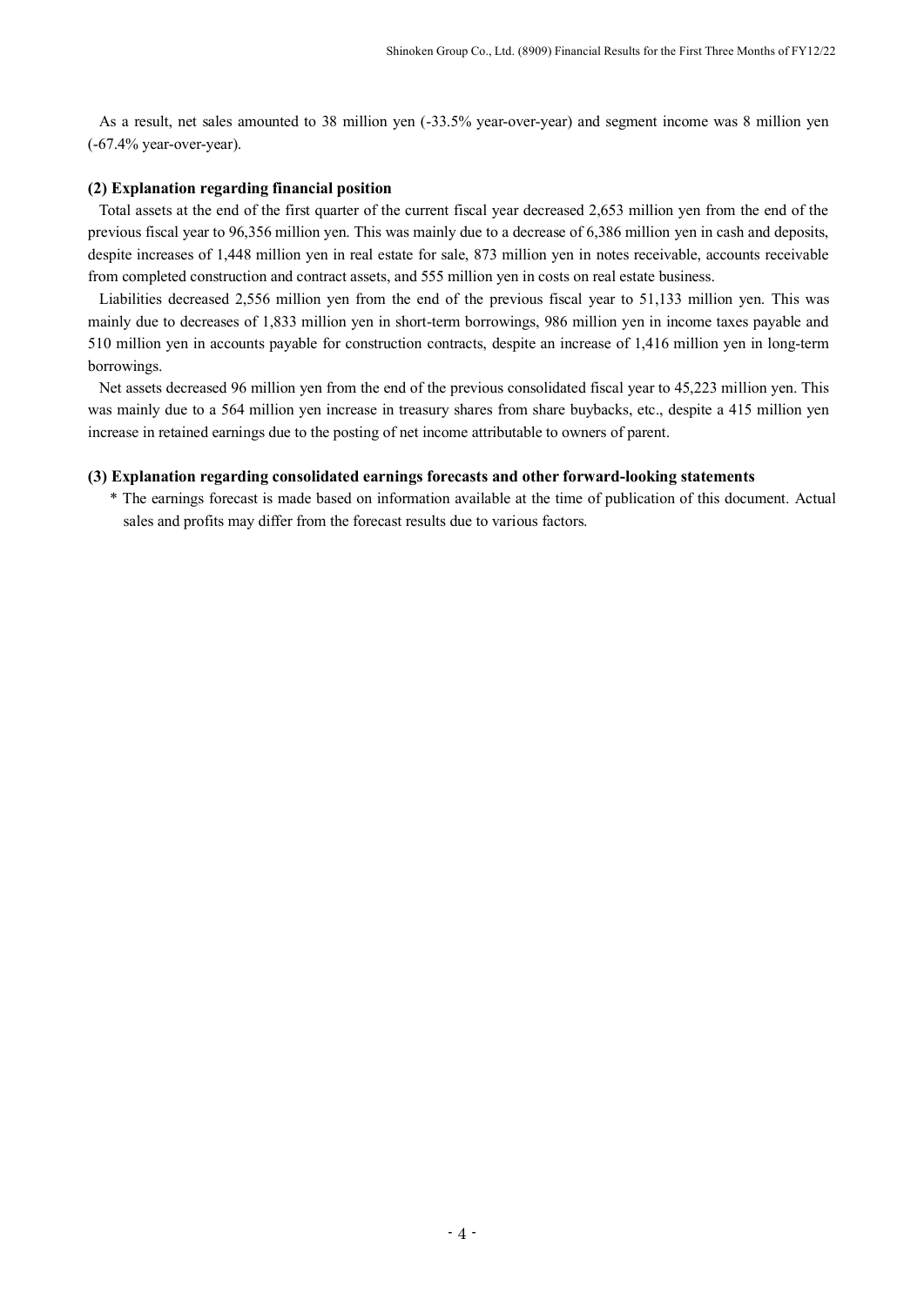As a result, net sales amounted to 38 million yen (-33.5% year-over-year) and segment income was 8 million yen (-67.4% year-over-year).

### (2) Explanation regarding financial position

Total assets at the end of the first quarter of the current fiscal year decreased 2,653 million yen from the end of the previous fiscal year to 96,356 million yen. This was mainly due to a decrease of 6,386 million yen in cash and deposits, despite increases of 1,448 million yen in real estate for sale, 873 million yen in notes receivable, accounts receivable from completed construction and contract assets, and 555 million yen in costs on real estate business.

Liabilities decreased 2,556 million yen from the end of the previous fiscal year to 51,133 million yen. This was mainly due to decreases of 1,833 million yen in short-term borrowings, 986 million yen in income taxes payable and 510 million yen in accounts payable for construction contracts, despite an increase of 1,416 million yen in long-term borrowings.

Net assets decreased 96 million yen from the end of the previous consolidated fiscal year to 45,223 million yen. This was mainly due to a 564 million yen increase in treasury shares from share buybacks, etc., despite a 415 million yen increase in retained earnings due to the posting of net income attributable to owners of parent.

### (3) Explanation regarding consolidated earnings forecasts and other forward-looking statements

* The earnings forecast is made based on information available at the time of publication of this document. Actual sales and profits may differ from the forecast results due to various factors.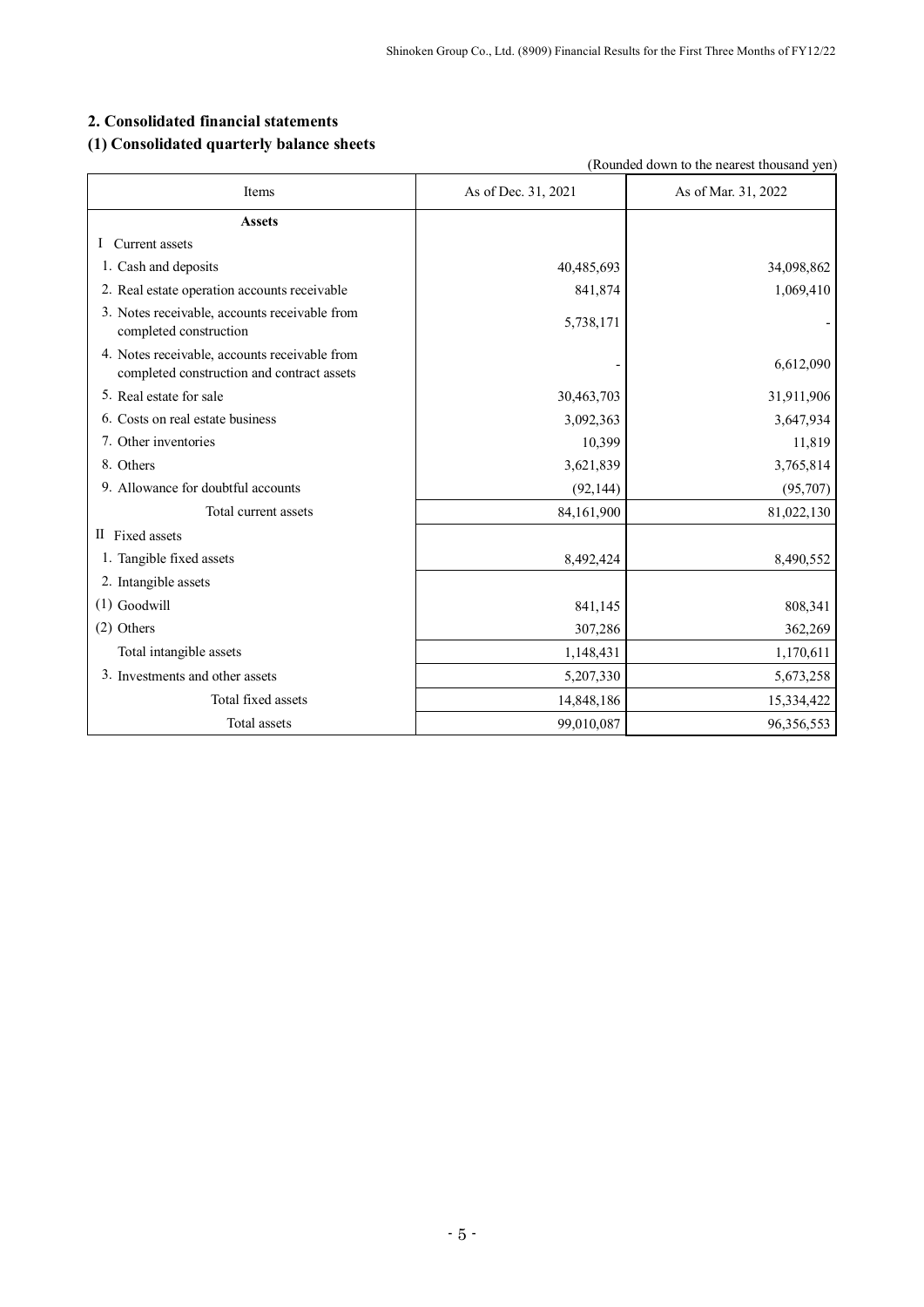## 2. Consolidated financial statements

### (1) Consolidated quarterly balance sheets

(Rounded down to the nearest thousand yen)

| Items | As of Dec. 31, 2021 | As of Mar. 31, 2022 |
|---|---|---|
| **Assets** | | |
| I Current assets | | |
| 1. Cash and deposits | 40,485,693 | 34,098,862 |
| 2. Real estate operation accounts receivable | 841,874 | 1,069,410 |
| 3. Notes receivable, accounts receivable from completed construction | 5,738,171 | - |
| 4. Notes receivable, accounts receivable from completed construction and contract assets | - | 6,612,090 |
| 5. Real estate for sale | 30,463,703 | 31,911,906 |
| 6. Costs on real estate business | 3,092,363 | 3,647,934 |
| 7. Other inventories | 10,399 | 11,819 |
| 8. Others | 3,621,839 | 3,765,814 |
| 9. Allowance for doubtful accounts | (92,144) | (95,707) |
| Total current assets | 84,161,900 | 81,022,130 |
| II Fixed assets | | |
| 1. Tangible fixed assets | 8,492,424 | 8,490,552 |
| 2. Intangible assets | | |
| (1) Goodwill | 841,145 | 808,341 |
| (2) Others | 307,286 | 362,269 |
| Total intangible assets | 1,148,431 | 1,170,611 |
| 3. Investments and other assets | 5,207,330 | 5,673,258 |
| Total fixed assets | 14,848,186 | 15,334,422 |
| Total assets | 99,010,087 | 96,356,553 |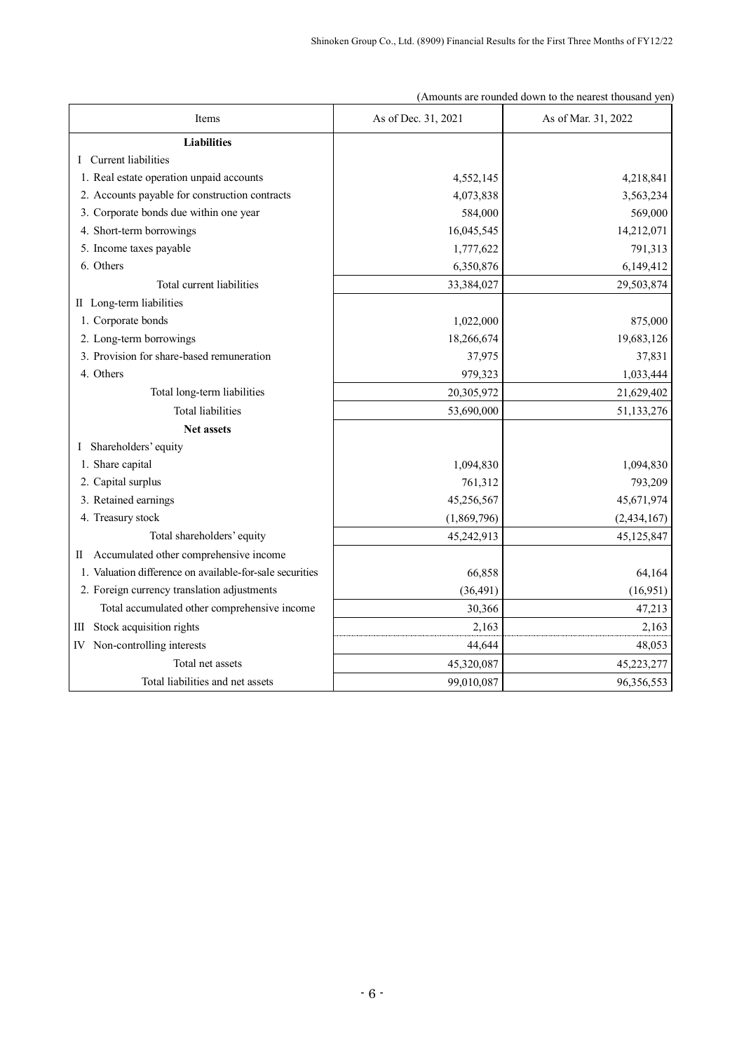(Amounts are rounded down to the nearest thousand yen)

| Items | As of Dec. 31, 2021 | As of Mar. 31, 2022 |
|---|---|---|
| **Liabilities** | | |
| I Current liabilities | | |
| 1. Real estate operation unpaid accounts | 4,552,145 | 4,218,841 |
| 2. Accounts payable for construction contracts | 4,073,838 | 3,563,234 |
| 3. Corporate bonds due within one year | 584,000 | 569,000 |
| 4. Short-term borrowings | 16,045,545 | 14,212,071 |
| 5. Income taxes payable | 1,777,622 | 791,313 |
| 6. Others | 6,350,876 | 6,149,412 |
| Total current liabilities | 33,384,027 | 29,503,874 |
| II Long-term liabilities | | |
| 1. Corporate bonds | 1,022,000 | 875,000 |
| 2. Long-term borrowings | 18,266,674 | 19,683,126 |
| 3. Provision for share-based remuneration | 37,975 | 37,831 |
| 4. Others | 979,323 | 1,033,444 |
| Total long-term liabilities | 20,305,972 | 21,629,402 |
| Total liabilities | 53,690,000 | 51,133,276 |
| **Net assets** | | |
| I Shareholders' equity | | |
| 1. Share capital | 1,094,830 | 1,094,830 |
| 2. Capital surplus | 761,312 | 793,209 |
| 3. Retained earnings | 45,256,567 | 45,671,974 |
| 4. Treasury stock | (1,869,796) | (2,434,167) |
| Total shareholders' equity | 45,242,913 | 45,125,847 |
| II Accumulated other comprehensive income | | |
| 1. Valuation difference on available-for-sale securities | 66,858 | 64,164 |
| 2. Foreign currency translation adjustments | (36,491) | (16,951) |
| Total accumulated other comprehensive income | 30,366 | 47,213 |
| III Stock acquisition rights | 2,163 | 2,163 |
| IV Non-controlling interests | 44,644 | 48,053 |
| Total net assets | 45,320,087 | 45,223,277 |
| Total liabilities and net assets | 99,010,087 | 96,356,553 |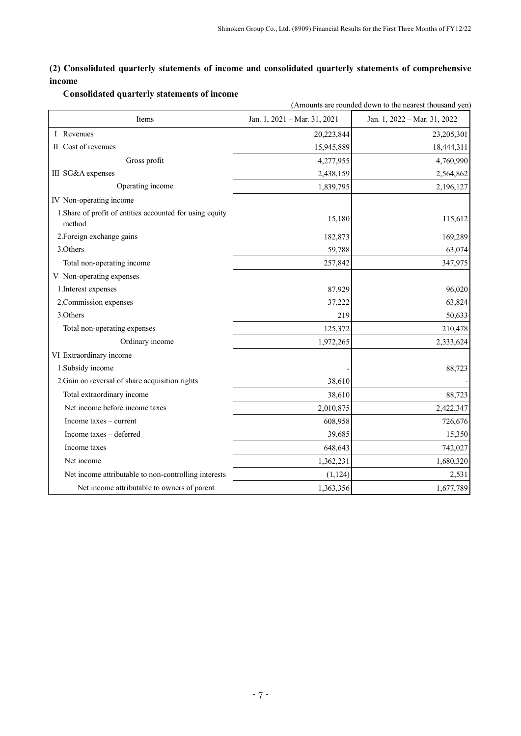### (2) Consolidated quarterly statements of income and consolidated quarterly statements of comprehensive income

#### Consolidated quarterly statements of income

(Amounts are rounded down to the nearest thousand yen)

| Items | Jan. 1, 2021 – Mar. 31, 2021 | Jan. 1, 2022 – Mar. 31, 2022 |
|---|---|---|
| I Revenues | 20,223,844 | 23,205,301 |
| II Cost of revenues | 15,945,889 | 18,444,311 |
| Gross profit | 4,277,955 | 4,760,990 |
| III SG&A expenses | 2,438,159 | 2,564,862 |
| Operating income | 1,839,795 | 2,196,127 |
| IV Non-operating income | | |
| 1.Share of profit of entities accounted for using equity method | 15,180 | 115,612 |
| 2.Foreign exchange gains | 182,873 | 169,289 |
| 3.Others | 59,788 | 63,074 |
| Total non-operating income | 257,842 | 347,975 |
| V Non-operating expenses | | |
| 1.Interest expenses | 87,929 | 96,020 |
| 2.Commission expenses | 37,222 | 63,824 |
| 3.Others | 219 | 50,633 |
| Total non-operating expenses | 125,372 | 210,478 |
| Ordinary income | 1,972,265 | 2,333,624 |
| VI Extraordinary income | | |
| 1.Subsidy income | - | 88,723 |
| 2.Gain on reversal of share acquisition rights | 38,610 | - |
| Total extraordinary income | 38,610 | 88,723 |
| Net income before income taxes | 2,010,875 | 2,422,347 |
| Income taxes – current | 608,958 | 726,676 |
| Income taxes – deferred | 39,685 | 15,350 |
| Income taxes | 648,643 | 742,027 |
| Net income | 1,362,231 | 1,680,320 |
| Net income attributable to non-controlling interests | (1,124) | 2,531 |
| Net income attributable to owners of parent | 1,363,356 | 1,677,789 |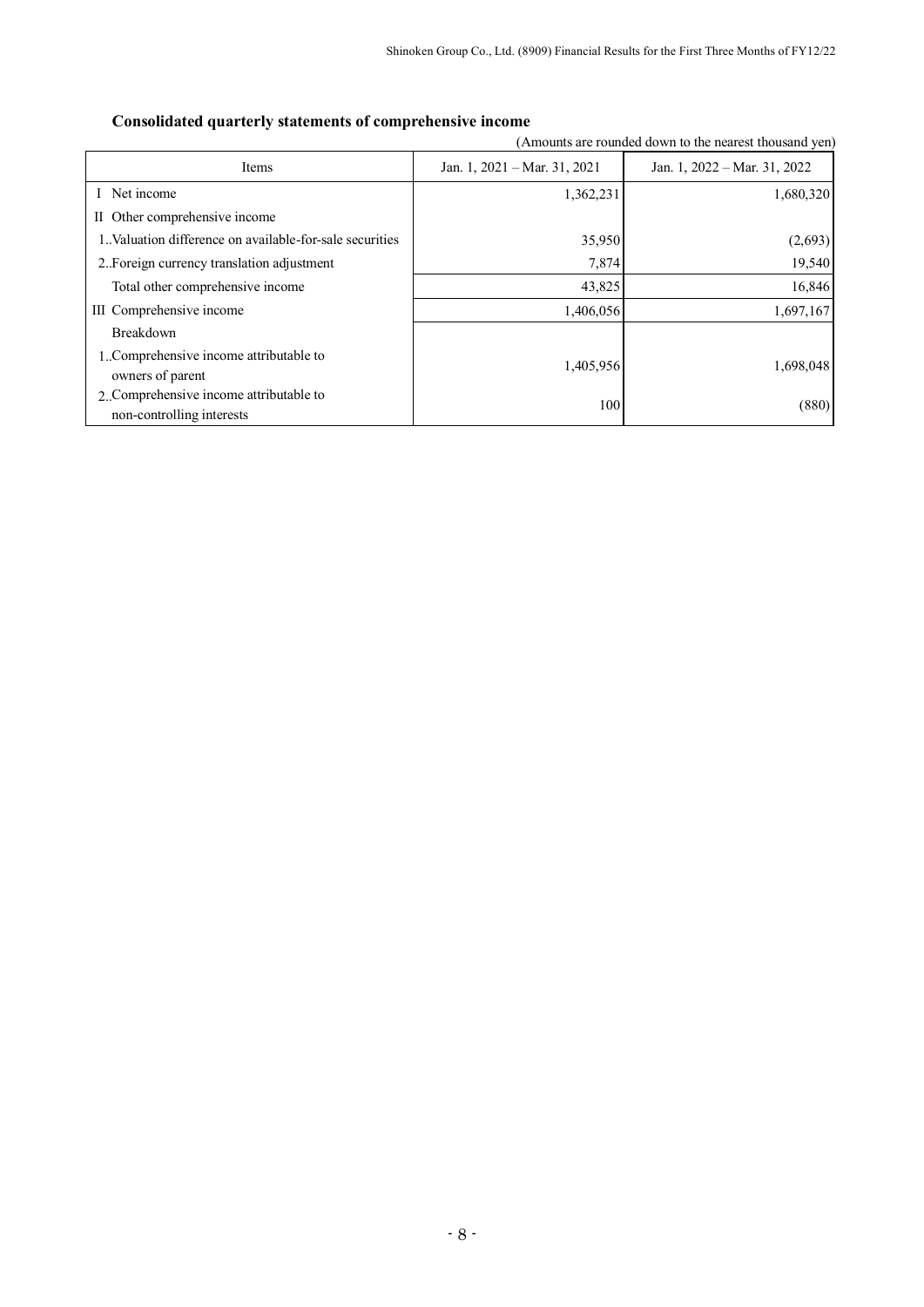## Consolidated quarterly statements of comprehensive income

(Amounts are rounded down to the nearest thousand yen)

| Items | Jan. 1, 2021 – Mar. 31, 2021 | Jan. 1, 2022 – Mar. 31, 2022 |
|---|---|---|
| I Net income | 1,362,231 | 1,680,320 |
| II Other comprehensive income | | |
| 1..Valuation difference on available-for-sale securities | 35,950 | (2,693) |
| 2..Foreign currency translation adjustment | 7,874 | 19,540 |
| Total other comprehensive income | 43,825 | 16,846 |
| III Comprehensive income | 1,406,056 | 1,697,167 |
| Breakdown | | |
| 1..Comprehensive income attributable to owners of parent | 1,405,956 | 1,698,048 |
| 2..Comprehensive income attributable to non-controlling interests | 100 | (880) |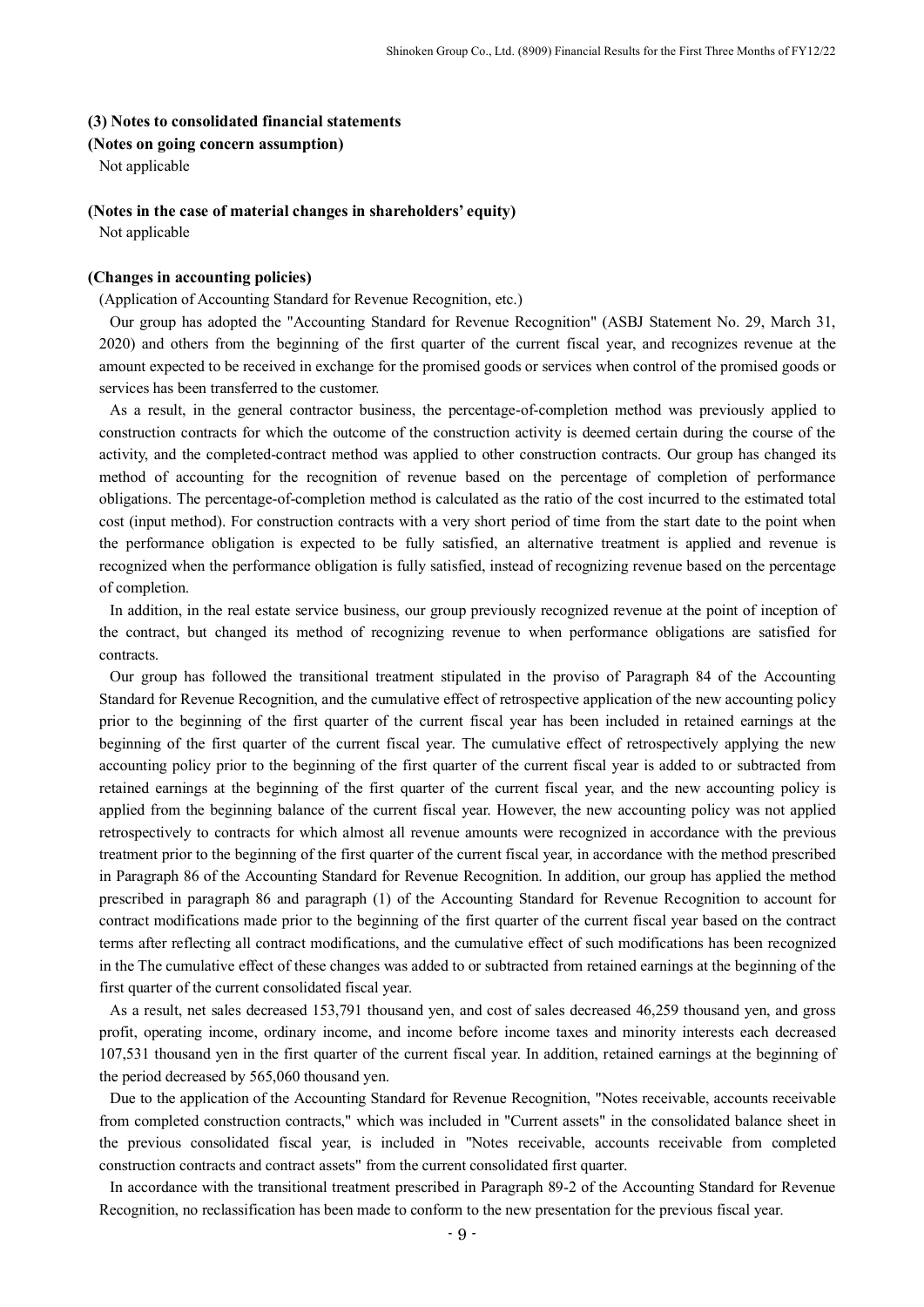**(3) Notes to consolidated financial statements**

**(Notes on going concern assumption)**

Not applicable

**(Notes in the case of material changes in shareholders' equity)**

Not applicable

**(Changes in accounting policies)**

(Application of Accounting Standard for Revenue Recognition, etc.)

Our group has adopted the "Accounting Standard for Revenue Recognition" (ASBJ Statement No. 29, March 31, 2020) and others from the beginning of the first quarter of the current fiscal year, and recognizes revenue at the amount expected to be received in exchange for the promised goods or services when control of the promised goods or services has been transferred to the customer.

As a result, in the general contractor business, the percentage-of-completion method was previously applied to construction contracts for which the outcome of the construction activity is deemed certain during the course of the activity, and the completed-contract method was applied to other construction contracts. Our group has changed its method of accounting for the recognition of revenue based on the percentage of completion of performance obligations. The percentage-of-completion method is calculated as the ratio of the cost incurred to the estimated total cost (input method). For construction contracts with a very short period of time from the start date to the point when the performance obligation is expected to be fully satisfied, an alternative treatment is applied and revenue is recognized when the performance obligation is fully satisfied, instead of recognizing revenue based on the percentage of completion.

In addition, in the real estate service business, our group previously recognized revenue at the point of inception of the contract, but changed its method of recognizing revenue to when performance obligations are satisfied for contracts.

Our group has followed the transitional treatment stipulated in the proviso of Paragraph 84 of the Accounting Standard for Revenue Recognition, and the cumulative effect of retrospective application of the new accounting policy prior to the beginning of the first quarter of the current fiscal year has been included in retained earnings at the beginning of the first quarter of the current fiscal year. The cumulative effect of retrospectively applying the new accounting policy prior to the beginning of the first quarter of the current fiscal year is added to or subtracted from retained earnings at the beginning of the first quarter of the current fiscal year, and the new accounting policy is applied from the beginning balance of the current fiscal year. However, the new accounting policy was not applied retrospectively to contracts for which almost all revenue amounts were recognized in accordance with the previous treatment prior to the beginning of the first quarter of the current fiscal year, in accordance with the method prescribed in Paragraph 86 of the Accounting Standard for Revenue Recognition. In addition, our group has applied the method prescribed in paragraph 86 and paragraph (1) of the Accounting Standard for Revenue Recognition to account for contract modifications made prior to the beginning of the first quarter of the current fiscal year based on the contract terms after reflecting all contract modifications, and the cumulative effect of such modifications has been recognized in the The cumulative effect of these changes was added to or subtracted from retained earnings at the beginning of the first quarter of the current consolidated fiscal year.

As a result, net sales decreased 153,791 thousand yen, and cost of sales decreased 46,259 thousand yen, and gross profit, operating income, ordinary income, and income before income taxes and minority interests each decreased 107,531 thousand yen in the first quarter of the current fiscal year. In addition, retained earnings at the beginning of the period decreased by 565,060 thousand yen.

Due to the application of the Accounting Standard for Revenue Recognition, "Notes receivable, accounts receivable from completed construction contracts," which was included in "Current assets" in the consolidated balance sheet in the previous consolidated fiscal year, is included in "Notes receivable, accounts receivable from completed construction contracts and contract assets" from the current consolidated first quarter.

In accordance with the transitional treatment prescribed in Paragraph 89-2 of the Accounting Standard for Revenue Recognition, no reclassification has been made to conform to the new presentation for the previous fiscal year.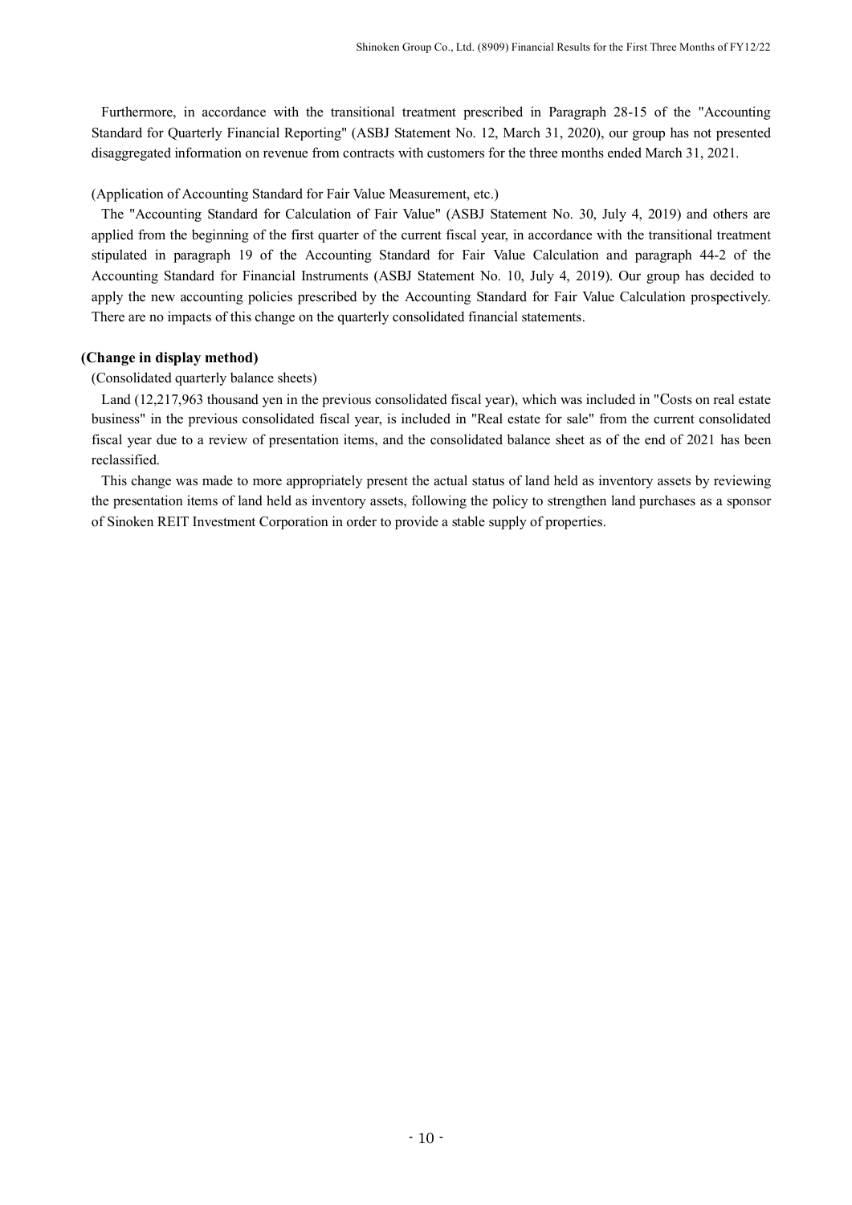Furthermore, in accordance with the transitional treatment prescribed in Paragraph 28-15 of the "Accounting Standard for Quarterly Financial Reporting" (ASBJ Statement No. 12, March 31, 2020), our group has not presented disaggregated information on revenue from contracts with customers for the three months ended March 31, 2021.

(Application of Accounting Standard for Fair Value Measurement, etc.)

The "Accounting Standard for Calculation of Fair Value" (ASBJ Statement No. 30, July 4, 2019) and others are applied from the beginning of the first quarter of the current fiscal year, in accordance with the transitional treatment stipulated in paragraph 19 of the Accounting Standard for Fair Value Calculation and paragraph 44-2 of the Accounting Standard for Financial Instruments (ASBJ Statement No. 10, July 4, 2019). Our group has decided to apply the new accounting policies prescribed by the Accounting Standard for Fair Value Calculation prospectively. There are no impacts of this change on the quarterly consolidated financial statements.

**(Change in display method)**

(Consolidated quarterly balance sheets)

Land (12,217,963 thousand yen in the previous consolidated fiscal year), which was included in "Costs on real estate business" in the previous consolidated fiscal year, is included in "Real estate for sale" from the current consolidated fiscal year due to a review of presentation items, and the consolidated balance sheet as of the end of 2021 has been reclassified.

This change was made to more appropriately present the actual status of land held as inventory assets by reviewing the presentation items of land held as inventory assets, following the policy to strengthen land purchases as a sponsor of Sinoken REIT Investment Corporation in order to provide a stable supply of properties.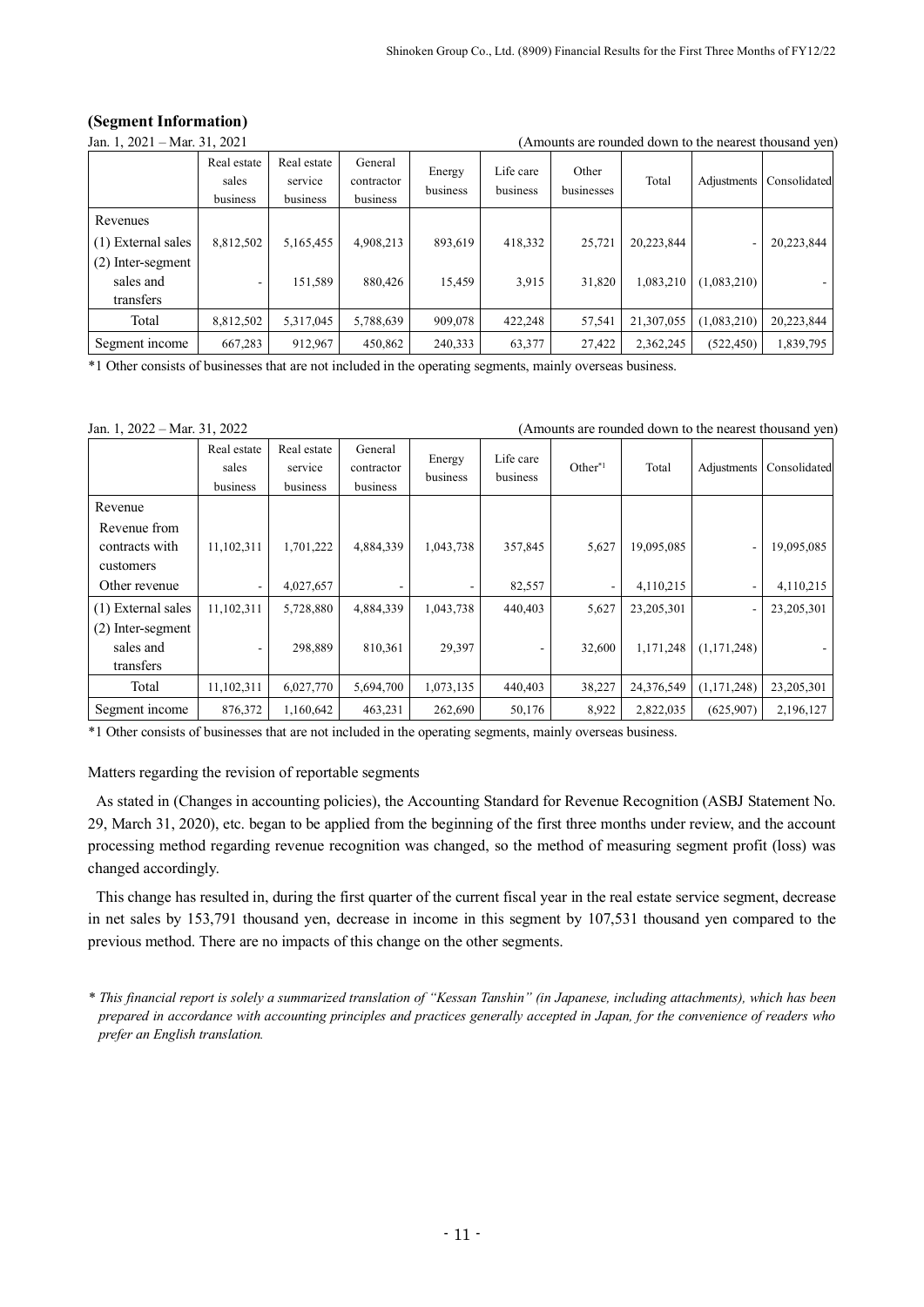### (Segment Information)

Jan. 1, 2021 – Mar. 31, 2021 (Amounts are rounded down to the nearest thousand yen)

| | Real estate sales business | Real estate service business | General contractor business | Energy business | Life care business | Other businesses | Total | Adjustments | Consolidated |
|---|---|---|---|---|---|---|---|---|---|
| Revenues | | | | | | | | | |
| (1) External sales | 8,812,502 | 5,165,455 | 4,908,213 | 893,619 | 418,332 | 25,721 | 20,223,844 | - | 20,223,844 |
| (2) Inter-segment sales and transfers | - | 151,589 | 880,426 | 15,459 | 3,915 | 31,820 | 1,083,210 | (1,083,210) | - |
| Total | 8,812,502 | 5,317,045 | 5,788,639 | 909,078 | 422,248 | 57,541 | 21,307,055 | (1,083,210) | 20,223,844 |
| Segment income | 667,283 | 912,967 | 450,862 | 240,333 | 63,377 | 27,422 | 2,362,245 | (522,450) | 1,839,795 |

*1 Other consists of businesses that are not included in the operating segments, mainly overseas business.

Jan. 1, 2022 – Mar. 31, 2022 (Amounts are rounded down to the nearest thousand yen)

| | Real estate sales business | Real estate service business | General contractor business | Energy business | Life care business | Other*1 | Total | Adjustments | Consolidated |
|---|---|---|---|---|---|---|---|---|---|
| Revenue | | | | | | | | | |
| Revenue from contracts with customers | 11,102,311 | 1,701,222 | 4,884,339 | 1,043,738 | 357,845 | 5,627 | 19,095,085 | - | 19,095,085 |
| Other revenue | - | 4,027,657 | - | - | 82,557 | - | 4,110,215 | - | 4,110,215 |
| (1) External sales | 11,102,311 | 5,728,880 | 4,884,339 | 1,043,738 | 440,403 | 5,627 | 23,205,301 | - | 23,205,301 |
| (2) Inter-segment sales and transfers | - | 298,889 | 810,361 | 29,397 | - | 32,600 | 1,171,248 | (1,171,248) | - |
| Total | 11,102,311 | 6,027,770 | 5,694,700 | 1,073,135 | 440,403 | 38,227 | 24,376,549 | (1,171,248) | 23,205,301 |
| Segment income | 876,372 | 1,160,642 | 463,231 | 262,690 | 50,176 | 8,922 | 2,822,035 | (625,907) | 2,196,127 |

*1 Other consists of businesses that are not included in the operating segments, mainly overseas business.

Matters regarding the revision of reportable segments

As stated in (Changes in accounting policies), the Accounting Standard for Revenue Recognition (ASBJ Statement No. 29, March 31, 2020), etc. began to be applied from the beginning of the first three months under review, and the account processing method regarding revenue recognition was changed, so the method of measuring segment profit (loss) was changed accordingly.

This change has resulted in, during the first quarter of the current fiscal year in the real estate service segment, decrease in net sales by 153,791 thousand yen, decrease in income in this segment by 107,531 thousand yen compared to the previous method. There are no impacts of this change on the other segments.

*\* This financial report is solely a summarized translation of "Kessan Tanshin" (in Japanese, including attachments), which has been prepared in accordance with accounting principles and practices generally accepted in Japan, for the convenience of readers who prefer an English translation.*